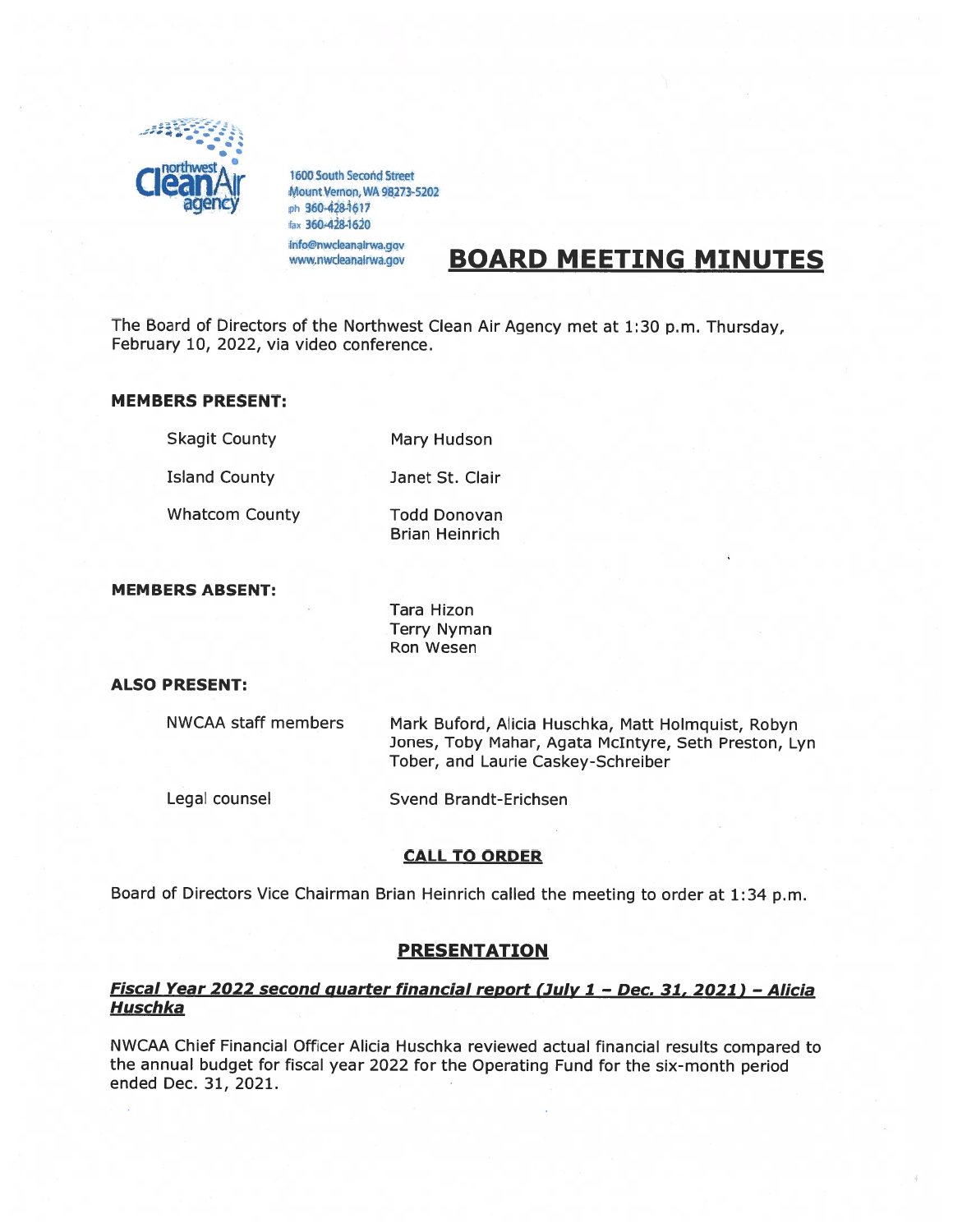1600 South Second Street
Mount Vernon, WA 98273-5202
ph 360-428-1617
fax 360-428-1620
info@nwcleanairwa.gov
www.nwcleanairwa.gov

# BOARD MEETING MINUTES

The Board of Directors of the Northwest Clean Air Agency met at 1:30 p.m. Thursday, February 10, 2022, via video conference.

**MEMBERS PRESENT:**

| | |
|---|---|
| Skagit County | Mary Hudson |
| Island County | Janet St. Clair |
| Whatcom County | Todd Donovan<br>Brian Heinrich |

**MEMBERS ABSENT:**

Tara Hizon
Terry Nyman
Ron Wesen

**ALSO PRESENT:**

| | |
|---|---|
| NWCAA staff members | Mark Buford, Alicia Huschka, Matt Holmquist, Robyn Jones, Toby Mahar, Agata McIntyre, Seth Preston, Lyn Tober, and Laurie Caskey-Schreiber |
| Legal counsel | Svend Brandt-Erichsen |

## CALL TO ORDER

Board of Directors Vice Chairman Brian Heinrich called the meeting to order at 1:34 p.m.

## PRESENTATION

### *Fiscal Year 2022 second quarter financial report (July 1 – Dec. 31, 2021) – Alicia Huschka*

NWCAA Chief Financial Officer Alicia Huschka reviewed actual financial results compared to the annual budget for fiscal year 2022 for the Operating Fund for the six-month period ended Dec. 31, 2021.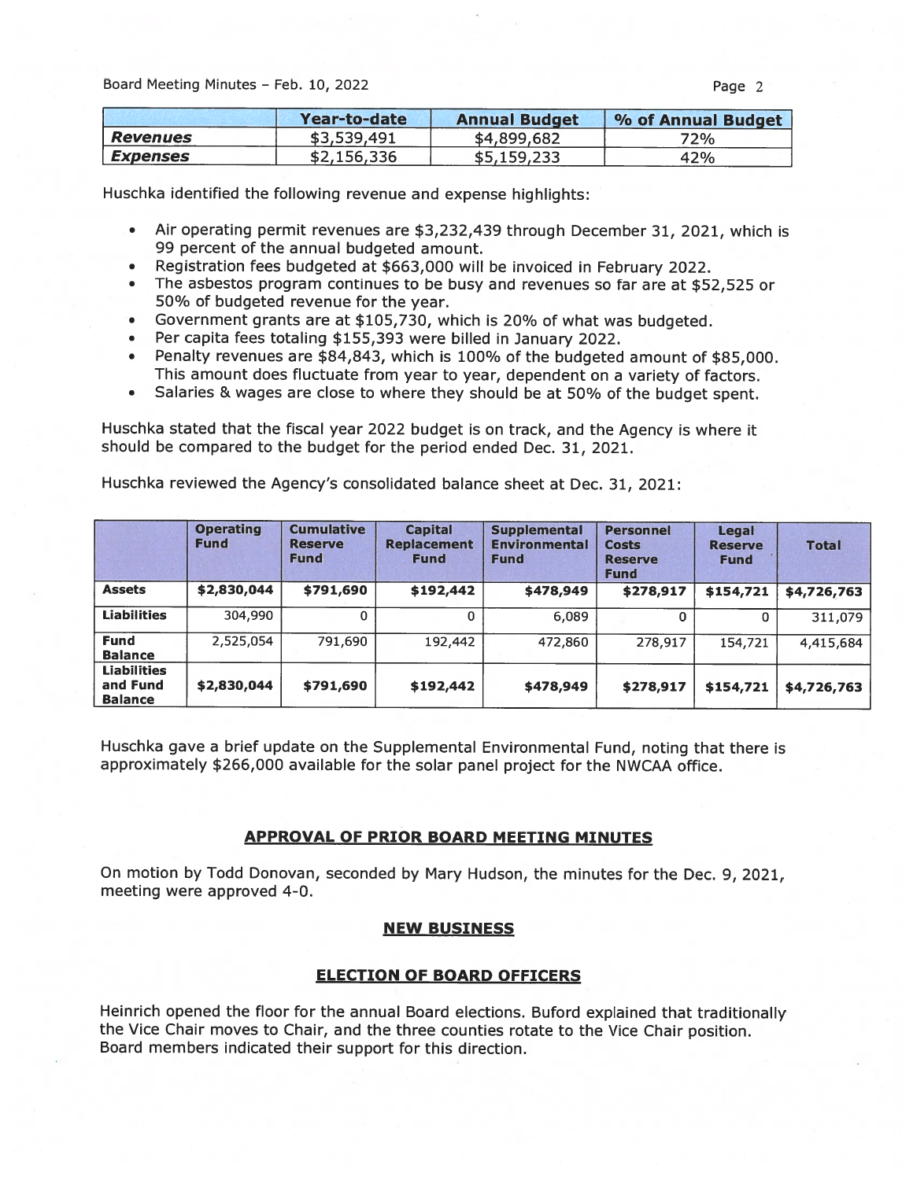| | Year-to-date | Annual Budget | % of Annual Budget |
|---|---|---|---|
| ***Revenues*** | $3,539,491 | $4,899,682 | 72% |
| ***Expenses*** | $2,156,336 | $5,159,233 | 42% |

Huschka identified the following revenue and expense highlights:

- Air operating permit revenues are $3,232,439 through December 31, 2021, which is 99 percent of the annual budgeted amount.
- Registration fees budgeted at $663,000 will be invoiced in February 2022.
- The asbestos program continues to be busy and revenues so far are at $52,525 or 50% of budgeted revenue for the year.
- Government grants are at $105,730, which is 20% of what was budgeted.
- Per capita fees totaling $155,393 were billed in January 2022.
- Penalty revenues are $84,843, which is 100% of the budgeted amount of $85,000. This amount does fluctuate from year to year, dependent on a variety of factors.
- Salaries & wages are close to where they should be at 50% of the budget spent.

Huschka stated that the fiscal year 2022 budget is on track, and the Agency is where it should be compared to the budget for the period ended Dec. 31, 2021.

Huschka reviewed the Agency's consolidated balance sheet at Dec. 31, 2021:

| | Operating Fund | Cumulative Reserve Fund | Capital Replacement Fund | Supplemental Environmental Fund | Personnel Costs Reserve Fund | Legal Reserve Fund | Total |
|---|---|---|---|---|---|---|---|
| **Assets** | **$2,830,044** | **$791,690** | **$192,442** | **$478,949** | **$278,917** | **$154,721** | **$4,726,763** |
| **Liabilities** | 304,990 | 0 | 0 | 6,089 | 0 | 0 | 311,079 |
| **Fund Balance** | 2,525,054 | 791,690 | 192,442 | 472,860 | 278,917 | 154,721 | 4,415,684 |
| **Liabilities and Fund Balance** | **$2,830,044** | **$791,690** | **$192,442** | **$478,949** | **$278,917** | **$154,721** | **$4,726,763** |

Huschka gave a brief update on the Supplemental Environmental Fund, noting that there is approximately $266,000 available for the solar panel project for the NWCAA office.

## APPROVAL OF PRIOR BOARD MEETING MINUTES

On motion by Todd Donovan, seconded by Mary Hudson, the minutes for the Dec. 9, 2021, meeting were approved 4-0.

## NEW BUSINESS

## ELECTION OF BOARD OFFICERS

Heinrich opened the floor for the annual Board elections. Buford explained that traditionally the Vice Chair moves to Chair, and the three counties rotate to the Vice Chair position. Board members indicated their support for this direction.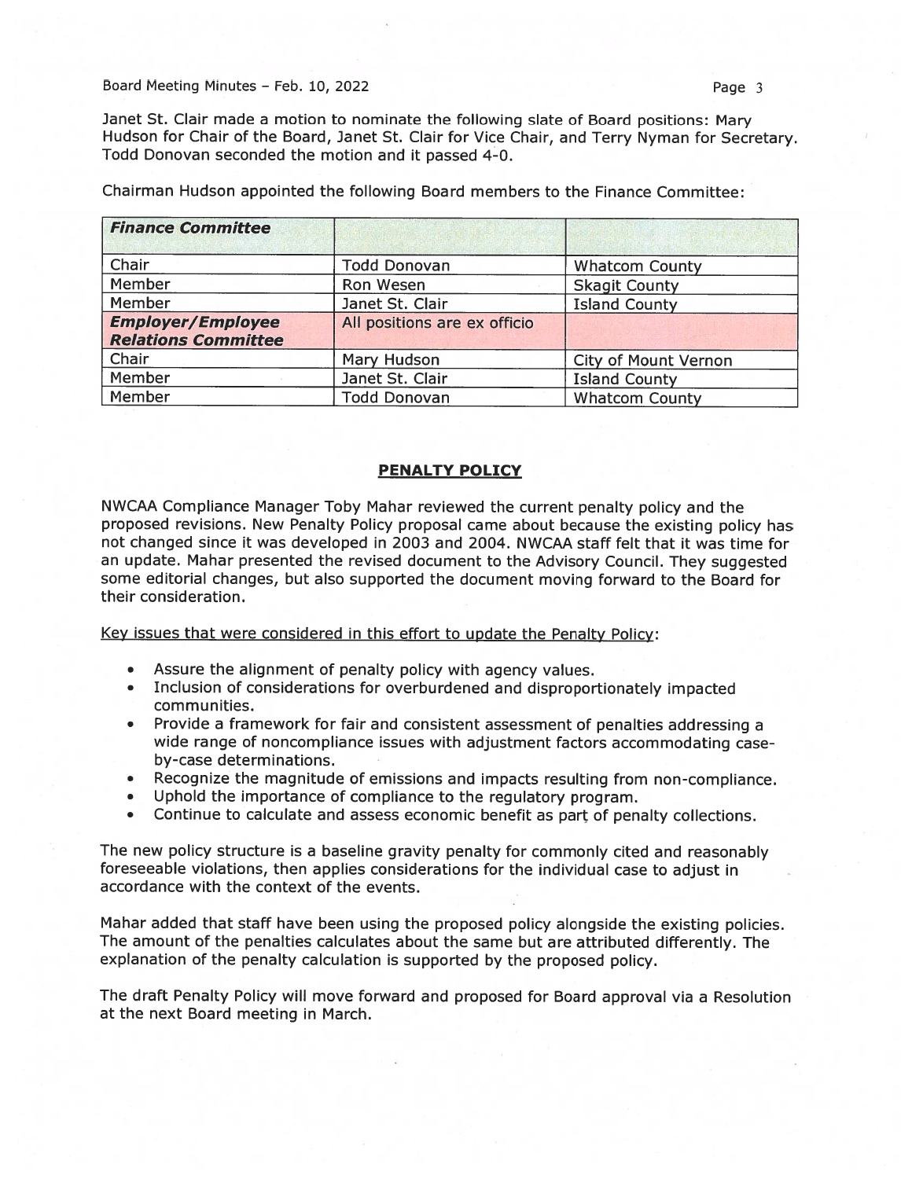Janet St. Clair made a motion to nominate the following slate of Board positions: Mary Hudson for Chair of the Board, Janet St. Clair for Vice Chair, and Terry Nyman for Secretary. Todd Donovan seconded the motion and it passed 4-0.

Chairman Hudson appointed the following Board members to the Finance Committee:

| ***Finance Committee*** | | |
|---|---|---|
| Chair | Todd Donovan | Whatcom County |
| Member | Ron Wesen | Skagit County |
| Member | Janet St. Clair | Island County |
| ***Employer/Employee Relations Committee*** | All positions are ex officio | |
| Chair | Mary Hudson | City of Mount Vernon |
| Member | Janet St. Clair | Island County |
| Member | Todd Donovan | Whatcom County |

## PENALTY POLICY

NWCAA Compliance Manager Toby Mahar reviewed the current penalty policy and the proposed revisions. New Penalty Policy proposal came about because the existing policy has not changed since it was developed in 2003 and 2004. NWCAA staff felt that it was time for an update. Mahar presented the revised document to the Advisory Council. They suggested some editorial changes, but also supported the document moving forward to the Board for their consideration.

Key issues that were considered in this effort to update the Penalty Policy:

- Assure the alignment of penalty policy with agency values.
- Inclusion of considerations for overburdened and disproportionately impacted communities.
- Provide a framework for fair and consistent assessment of penalties addressing a wide range of noncompliance issues with adjustment factors accommodating case-by-case determinations.
- Recognize the magnitude of emissions and impacts resulting from non-compliance.
- Uphold the importance of compliance to the regulatory program.
- Continue to calculate and assess economic benefit as part of penalty collections.

The new policy structure is a baseline gravity penalty for commonly cited and reasonably foreseeable violations, then applies considerations for the individual case to adjust in accordance with the context of the events.

Mahar added that staff have been using the proposed policy alongside the existing policies. The amount of the penalties calculates about the same but are attributed differently. The explanation of the penalty calculation is supported by the proposed policy.

The draft Penalty Policy will move forward and proposed for Board approval via a Resolution at the next Board meeting in March.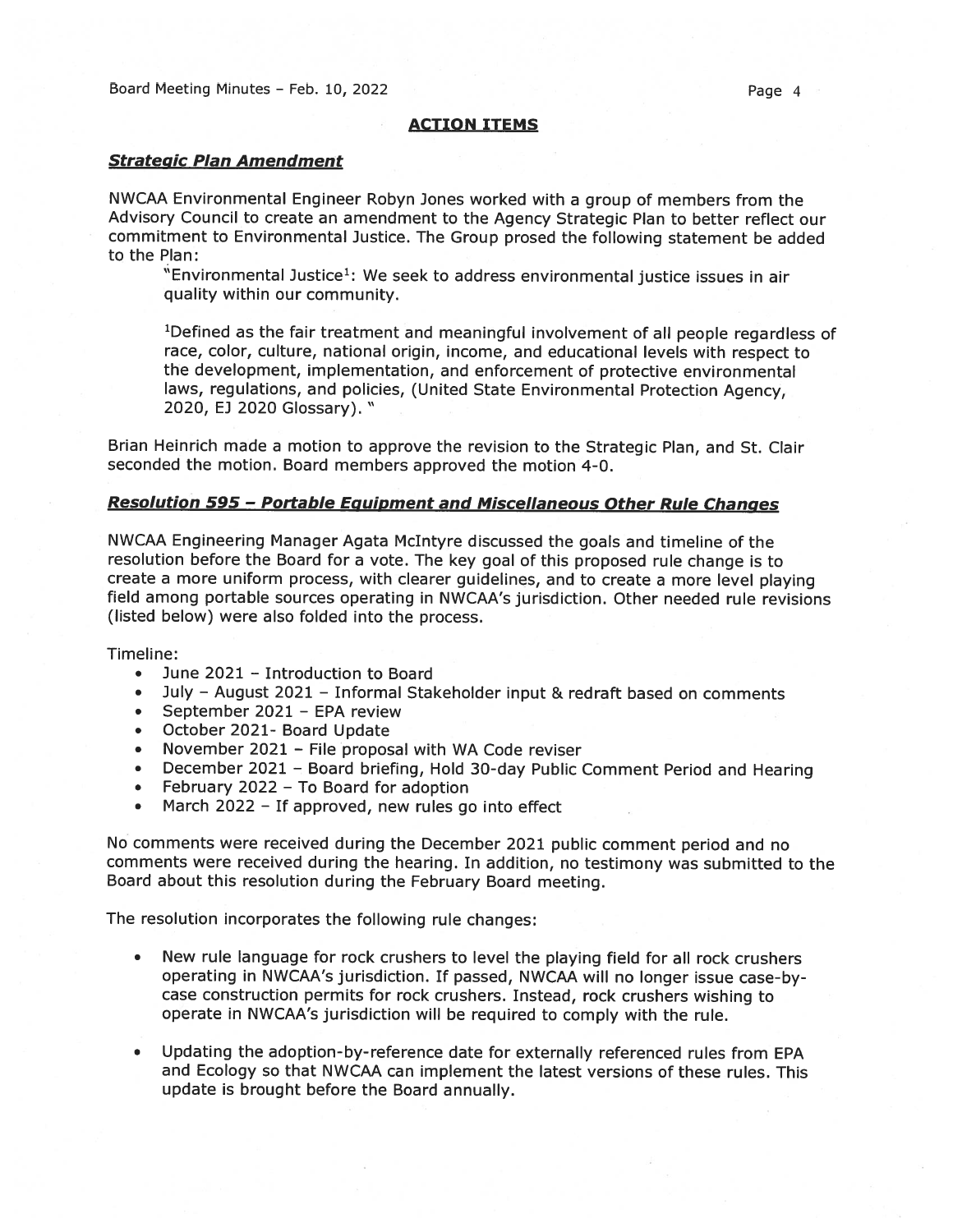## ACTION ITEMS

### *Strategic Plan Amendment*

NWCAA Environmental Engineer Robyn Jones worked with a group of members from the Advisory Council to create an amendment to the Agency Strategic Plan to better reflect our commitment to Environmental Justice. The Group prosed the following statement be added to the Plan:

> "Environmental Justice[1]: We seek to address environmental justice issues in air quality within our community.
>
> [1]Defined as the fair treatment and meaningful involvement of all people regardless of race, color, culture, national origin, income, and educational levels with respect to the development, implementation, and enforcement of protective environmental laws, regulations, and policies, (United State Environmental Protection Agency, 2020, EJ 2020 Glossary). "

Brian Heinrich made a motion to approve the revision to the Strategic Plan, and St. Clair seconded the motion. Board members approved the motion 4-0.

### *Resolution 595 – Portable Equipment and Miscellaneous Other Rule Changes*

NWCAA Engineering Manager Agata McIntyre discussed the goals and timeline of the resolution before the Board for a vote. The key goal of this proposed rule change is to create a more uniform process, with clearer guidelines, and to create a more level playing field among portable sources operating in NWCAA's jurisdiction. Other needed rule revisions (listed below) were also folded into the process.

Timeline:

- June 2021 – Introduction to Board
- July – August 2021 – Informal Stakeholder input & redraft based on comments
- September 2021 – EPA review
- October 2021- Board Update
- November 2021 – File proposal with WA Code reviser
- December 2021 – Board briefing, Hold 30-day Public Comment Period and Hearing
- February 2022 – To Board for adoption
- March 2022 – If approved, new rules go into effect

No comments were received during the December 2021 public comment period and no comments were received during the hearing. In addition, no testimony was submitted to the Board about this resolution during the February Board meeting.

The resolution incorporates the following rule changes:

- New rule language for rock crushers to level the playing field for all rock crushers operating in NWCAA's jurisdiction. If passed, NWCAA will no longer issue case-by-case construction permits for rock crushers. Instead, rock crushers wishing to operate in NWCAA's jurisdiction will be required to comply with the rule.

- Updating the adoption-by-reference date for externally referenced rules from EPA and Ecology so that NWCAA can implement the latest versions of these rules. This update is brought before the Board annually.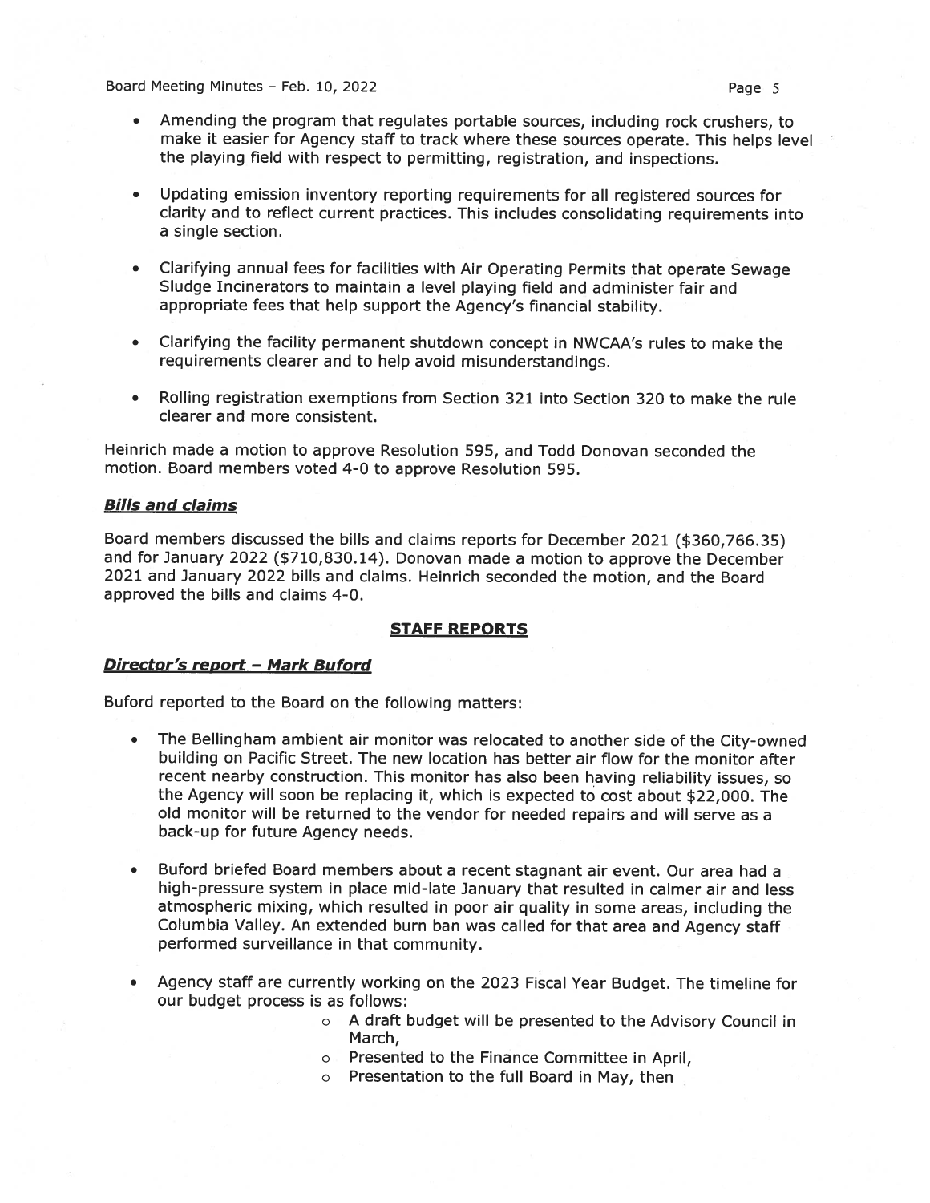- Amending the program that regulates portable sources, including rock crushers, to make it easier for Agency staff to track where these sources operate. This helps level the playing field with respect to permitting, registration, and inspections.

- Updating emission inventory reporting requirements for all registered sources for clarity and to reflect current practices. This includes consolidating requirements into a single section.

- Clarifying annual fees for facilities with Air Operating Permits that operate Sewage Sludge Incinerators to maintain a level playing field and administer fair and appropriate fees that help support the Agency's financial stability.

- Clarifying the facility permanent shutdown concept in NWCAA's rules to make the requirements clearer and to help avoid misunderstandings.

- Rolling registration exemptions from Section 321 into Section 320 to make the rule clearer and more consistent.

Heinrich made a motion to approve Resolution 595, and Todd Donovan seconded the motion. Board members voted 4-0 to approve Resolution 595.

***Bills and claims***

Board members discussed the bills and claims reports for December 2021 ($360,766.35) and for January 2022 ($710,830.14). Donovan made a motion to approve the December 2021 and January 2022 bills and claims. Heinrich seconded the motion, and the Board approved the bills and claims 4-0.

## STAFF REPORTS

***Director's report – Mark Buford***

Buford reported to the Board on the following matters:

- The Bellingham ambient air monitor was relocated to another side of the City-owned building on Pacific Street. The new location has better air flow for the monitor after recent nearby construction. This monitor has also been having reliability issues, so the Agency will soon be replacing it, which is expected to cost about $22,000. The old monitor will be returned to the vendor for needed repairs and will serve as a back-up for future Agency needs.

- Buford briefed Board members about a recent stagnant air event. Our area had a high-pressure system in place mid-late January that resulted in calmer air and less atmospheric mixing, which resulted in poor air quality in some areas, including the Columbia Valley. An extended burn ban was called for that area and Agency staff performed surveillance in that community.

- Agency staff are currently working on the 2023 Fiscal Year Budget. The timeline for our budget process is as follows:
  - A draft budget will be presented to the Advisory Council in March,
  - Presented to the Finance Committee in April,
  - Presentation to the full Board in May, then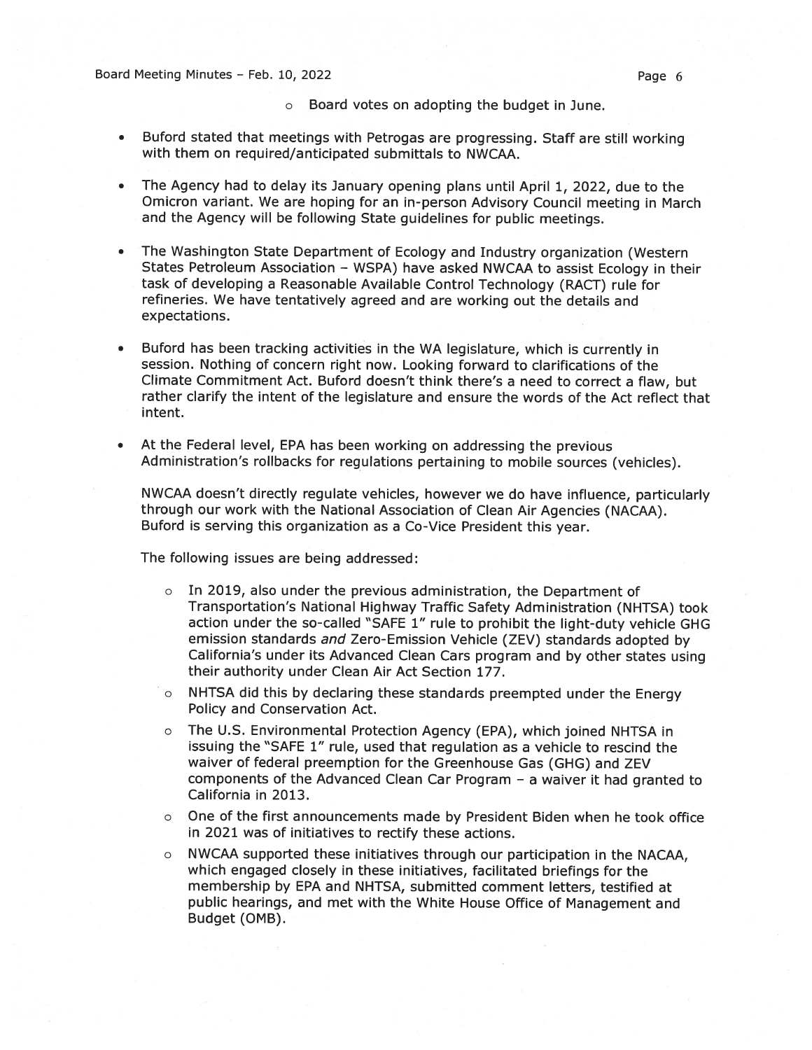- Board votes on adopting the budget in June.

- Buford stated that meetings with Petrogas are progressing. Staff are still working with them on required/anticipated submittals to NWCAA.

- The Agency had to delay its January opening plans until April 1, 2022, due to the Omicron variant. We are hoping for an in-person Advisory Council meeting in March and the Agency will be following State guidelines for public meetings.

- The Washington State Department of Ecology and Industry organization (Western States Petroleum Association – WSPA) have asked NWCAA to assist Ecology in their task of developing a Reasonable Available Control Technology (RACT) rule for refineries. We have tentatively agreed and are working out the details and expectations.

- Buford has been tracking activities in the WA legislature, which is currently in session. Nothing of concern right now. Looking forward to clarifications of the Climate Commitment Act. Buford doesn't think there's a need to correct a flaw, but rather clarify the intent of the legislature and ensure the words of the Act reflect that intent.

- At the Federal level, EPA has been working on addressing the previous Administration's rollbacks for regulations pertaining to mobile sources (vehicles).

  NWCAA doesn't directly regulate vehicles, however we do have influence, particularly through our work with the National Association of Clean Air Agencies (NACAA). Buford is serving this organization as a Co-Vice President this year.

  The following issues are being addressed:

  - In 2019, also under the previous administration, the Department of Transportation's National Highway Traffic Safety Administration (NHTSA) took action under the so-called "SAFE 1" rule to prohibit the light-duty vehicle GHG emission standards *and* Zero-Emission Vehicle (ZEV) standards adopted by California's under its Advanced Clean Cars program and by other states using their authority under Clean Air Act Section 177.
  - NHTSA did this by declaring these standards preempted under the Energy Policy and Conservation Act.
  - The U.S. Environmental Protection Agency (EPA), which joined NHTSA in issuing the "SAFE 1" rule, used that regulation as a vehicle to rescind the waiver of federal preemption for the Greenhouse Gas (GHG) and ZEV components of the Advanced Clean Car Program – a waiver it had granted to California in 2013.
  - One of the first announcements made by President Biden when he took office in 2021 was of initiatives to rectify these actions.
  - NWCAA supported these initiatives through our participation in the NACAA, which engaged closely in these initiatives, facilitated briefings for the membership by EPA and NHTSA, submitted comment letters, testified at public hearings, and met with the White House Office of Management and Budget (OMB).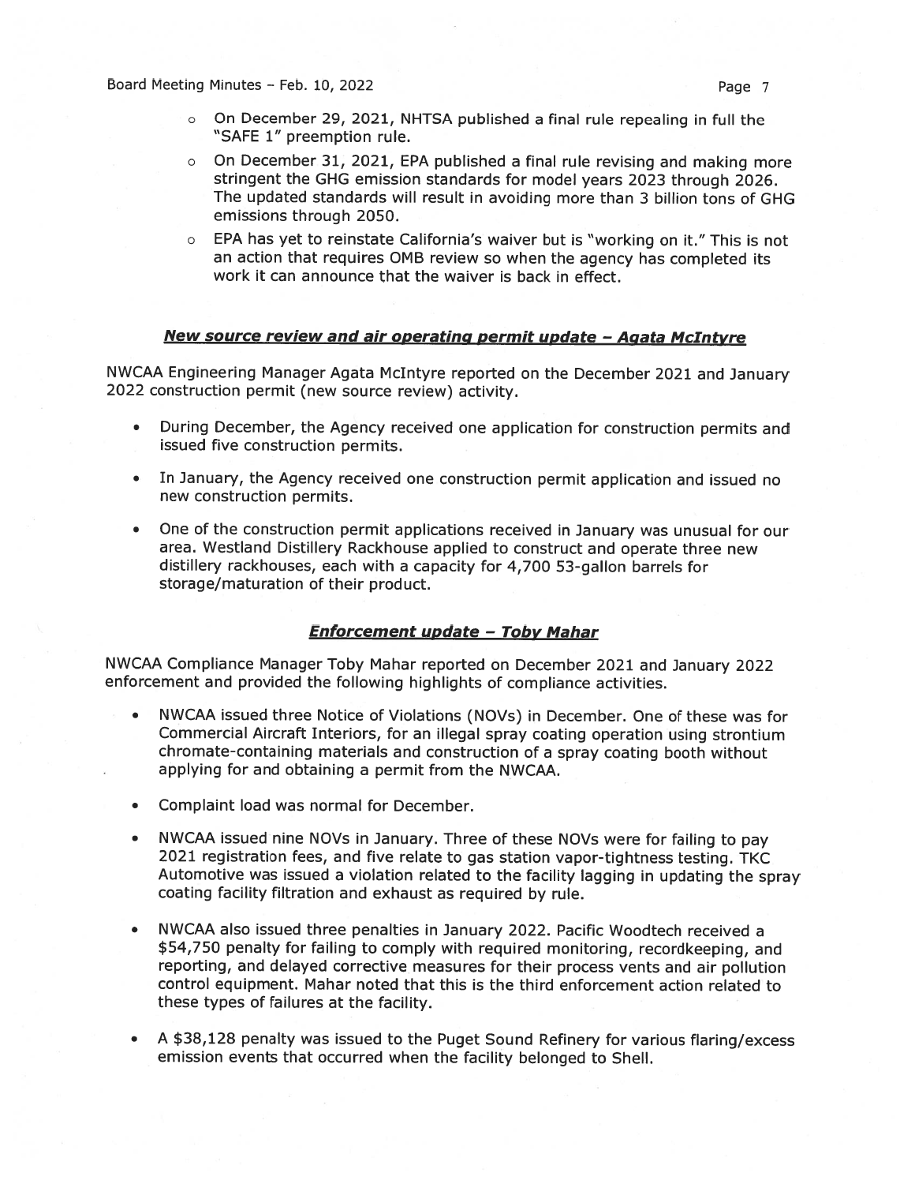- On December 29, 2021, NHTSA published a final rule repealing in full the "SAFE 1" preemption rule.
- On December 31, 2021, EPA published a final rule revising and making more stringent the GHG emission standards for model years 2023 through 2026. The updated standards will result in avoiding more than 3 billion tons of GHG emissions through 2050.
- EPA has yet to reinstate California's waiver but is "working on it." This is not an action that requires OMB review so when the agency has completed its work it can announce that the waiver is back in effect.

### ***New source review and air operating permit update – Agata McIntyre***

NWCAA Engineering Manager Agata McIntyre reported on the December 2021 and January 2022 construction permit (new source review) activity.

- During December, the Agency received one application for construction permits and issued five construction permits.
- In January, the Agency received one construction permit application and issued no new construction permits.
- One of the construction permit applications received in January was unusual for our area. Westland Distillery Rackhouse applied to construct and operate three new distillery rackhouses, each with a capacity for 4,700 53-gallon barrels for storage/maturation of their product.

### ***Enforcement update – Toby Mahar***

NWCAA Compliance Manager Toby Mahar reported on December 2021 and January 2022 enforcement and provided the following highlights of compliance activities.

- NWCAA issued three Notice of Violations (NOVs) in December. One of these was for Commercial Aircraft Interiors, for an illegal spray coating operation using strontium chromate-containing materials and construction of a spray coating booth without applying for and obtaining a permit from the NWCAA.
- Complaint load was normal for December.
- NWCAA issued nine NOVs in January. Three of these NOVs were for failing to pay 2021 registration fees, and five relate to gas station vapor-tightness testing. TKC Automotive was issued a violation related to the facility lagging in updating the spray coating facility filtration and exhaust as required by rule.
- NWCAA also issued three penalties in January 2022. Pacific Woodtech received a $54,750 penalty for failing to comply with required monitoring, recordkeeping, and reporting, and delayed corrective measures for their process vents and air pollution control equipment. Mahar noted that this is the third enforcement action related to these types of failures at the facility.
- A $38,128 penalty was issued to the Puget Sound Refinery for various flaring/excess emission events that occurred when the facility belonged to Shell.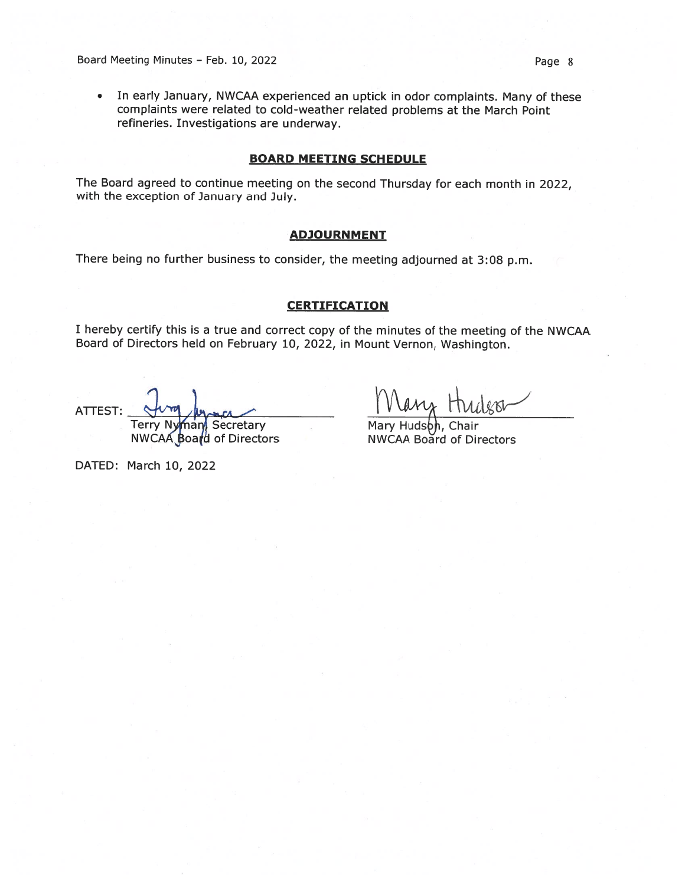- In early January, NWCAA experienced an uptick in odor complaints. Many of these complaints were related to cold-weather related problems at the March Point refineries. Investigations are underway.

## BOARD MEETING SCHEDULE

The Board agreed to continue meeting on the second Thursday for each month in 2022, with the exception of January and July.

## ADJOURNMENT

There being no further business to consider, the meeting adjourned at 3:08 p.m.

## CERTIFICATION

I hereby certify this is a true and correct copy of the minutes of the meeting of the NWCAA Board of Directors held on February 10, 2022, in Mount Vernon, Washington.

ATTEST: \_\_\_\_\_\_\_\_\_\_\_\_\_\_\_\_\_\_\_\_\_\_\_\_
Terry Nyman, Secretary
NWCAA Board of Directors

\_\_\_\_\_\_\_\_\_\_\_\_\_\_\_\_\_\_\_\_\_\_\_\_
Mary Hudson, Chair
NWCAA Board of Directors

DATED: March 10, 2022